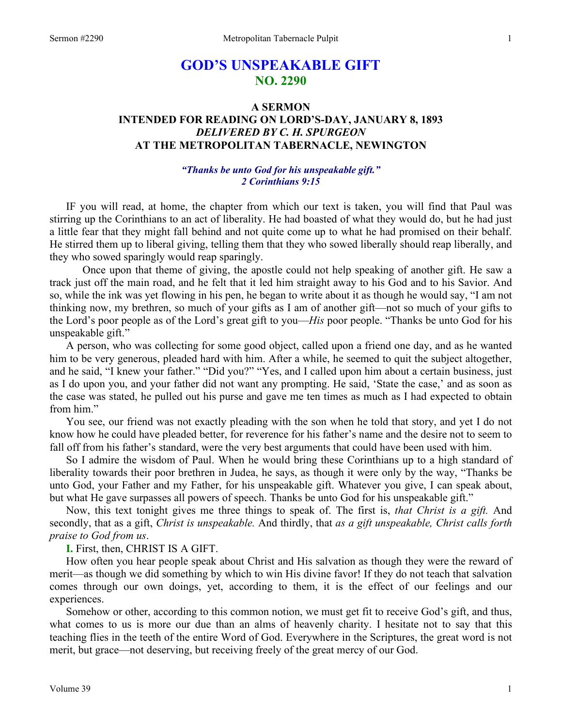# GOD'S UNSPEAKABLE GIFT
## NO. 2290

### A SERMON
### INTENDED FOR READING ON LORD'S-DAY, JANUARY 8, 1893
### *DELIVERED BY C. H. SPURGEON*
### AT THE METROPOLITAN TABERNACLE, NEWINGTON

***"Thanks be unto God for his unspeakable gift."***
***2 Corinthians 9:15***

IF you will read, at home, the chapter from which our text is taken, you will find that Paul was stirring up the Corinthians to an act of liberality. He had boasted of what they would do, but he had just a little fear that they might fall behind and not quite come up to what he had promised on their behalf. He stirred them up to liberal giving, telling them that they who sowed liberally should reap liberally, and they who sowed sparingly would reap sparingly.

Once upon that theme of giving, the apostle could not help speaking of another gift. He saw a track just off the main road, and he felt that it led him straight away to his God and to his Savior. And so, while the ink was yet flowing in his pen, he began to write about it as though he would say, "I am not thinking now, my brethren, so much of your gifts as I am of another gift—not so much of your gifts to the Lord's poor people as of the Lord's great gift to you—*His* poor people. "Thanks be unto God for his unspeakable gift."

A person, who was collecting for some good object, called upon a friend one day, and as he wanted him to be very generous, pleaded hard with him. After a while, he seemed to quit the subject altogether, and he said, "I knew your father." "Did you?" "Yes, and I called upon him about a certain business, just as I do upon you, and your father did not want any prompting. He said, 'State the case,' and as soon as the case was stated, he pulled out his purse and gave me ten times as much as I had expected to obtain from him."

You see, our friend was not exactly pleading with the son when he told that story, and yet I do not know how he could have pleaded better, for reverence for his father's name and the desire not to seem to fall off from his father's standard, were the very best arguments that could have been used with him.

So I admire the wisdom of Paul. When he would bring these Corinthians up to a high standard of liberality towards their poor brethren in Judea, he says, as though it were only by the way, "Thanks be unto God, your Father and my Father, for his unspeakable gift. Whatever you give, I can speak about, but what He gave surpasses all powers of speech. Thanks be unto God for his unspeakable gift."

Now, this text tonight gives me three things to speak of. The first is, *that Christ is a gift.* And secondly, that as a gift, *Christ is unspeakable.* And thirdly, that *as a gift unspeakable, Christ calls forth praise to God from us*.

**I.** First, then, CHRIST IS A GIFT.

How often you hear people speak about Christ and His salvation as though they were the reward of merit—as though we did something by which to win His divine favor! If they do not teach that salvation comes through our own doings, yet, according to them, it is the effect of our feelings and our experiences.

Somehow or other, according to this common notion, we must get fit to receive God's gift, and thus, what comes to us is more our due than an alms of heavenly charity. I hesitate not to say that this teaching flies in the teeth of the entire Word of God. Everywhere in the Scriptures, the great word is not merit, but grace—not deserving, but receiving freely of the great mercy of our God.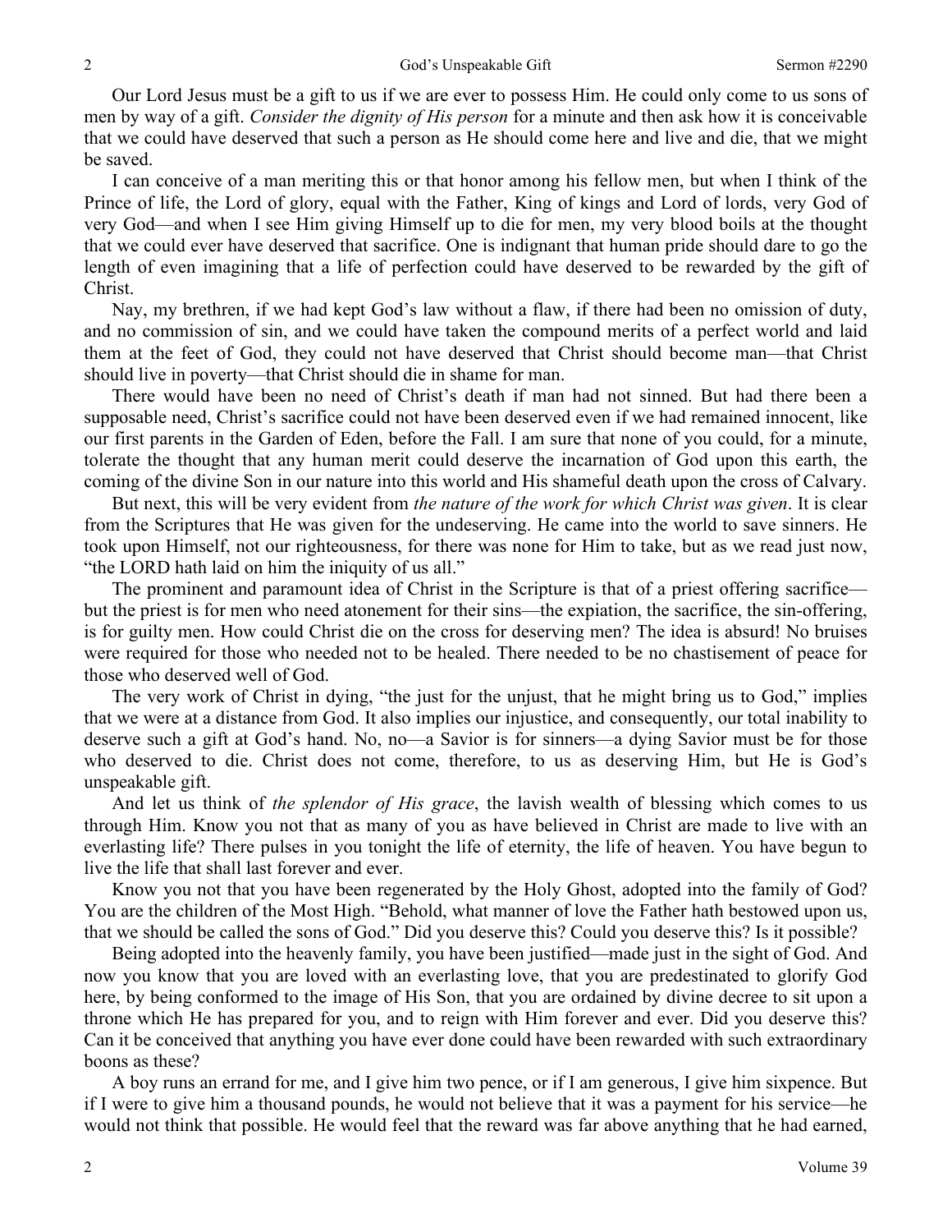Our Lord Jesus must be a gift to us if we are ever to possess Him. He could only come to us sons of men by way of a gift. *Consider the dignity of His person* for a minute and then ask how it is conceivable that we could have deserved that such a person as He should come here and live and die, that we might be saved.

I can conceive of a man meriting this or that honor among his fellow men, but when I think of the Prince of life, the Lord of glory, equal with the Father, King of kings and Lord of lords, very God of very God—and when I see Him giving Himself up to die for men, my very blood boils at the thought that we could ever have deserved that sacrifice. One is indignant that human pride should dare to go the length of even imagining that a life of perfection could have deserved to be rewarded by the gift of Christ.

Nay, my brethren, if we had kept God's law without a flaw, if there had been no omission of duty, and no commission of sin, and we could have taken the compound merits of a perfect world and laid them at the feet of God, they could not have deserved that Christ should become man—that Christ should live in poverty—that Christ should die in shame for man.

There would have been no need of Christ's death if man had not sinned. But had there been a supposable need, Christ's sacrifice could not have been deserved even if we had remained innocent, like our first parents in the Garden of Eden, before the Fall. I am sure that none of you could, for a minute, tolerate the thought that any human merit could deserve the incarnation of God upon this earth, the coming of the divine Son in our nature into this world and His shameful death upon the cross of Calvary.

But next, this will be very evident from *the nature of the work for which Christ was given*. It is clear from the Scriptures that He was given for the undeserving. He came into the world to save sinners. He took upon Himself, not our righteousness, for there was none for Him to take, but as we read just now, "the LORD hath laid on him the iniquity of us all."

The prominent and paramount idea of Christ in the Scripture is that of a priest offering sacrifice—but the priest is for men who need atonement for their sins—the expiation, the sacrifice, the sin-offering, is for guilty men. How could Christ die on the cross for deserving men? The idea is absurd! No bruises were required for those who needed not to be healed. There needed to be no chastisement of peace for those who deserved well of God.

The very work of Christ in dying, "the just for the unjust, that he might bring us to God," implies that we were at a distance from God. It also implies our injustice, and consequently, our total inability to deserve such a gift at God's hand. No, no—a Savior is for sinners—a dying Savior must be for those who deserved to die. Christ does not come, therefore, to us as deserving Him, but He is God's unspeakable gift.

And let us think of *the splendor of His grace*, the lavish wealth of blessing which comes to us through Him. Know you not that as many of you as have believed in Christ are made to live with an everlasting life? There pulses in you tonight the life of eternity, the life of heaven. You have begun to live the life that shall last forever and ever.

Know you not that you have been regenerated by the Holy Ghost, adopted into the family of God? You are the children of the Most High. "Behold, what manner of love the Father hath bestowed upon us, that we should be called the sons of God." Did you deserve this? Could you deserve this? Is it possible?

Being adopted into the heavenly family, you have been justified—made just in the sight of God. And now you know that you are loved with an everlasting love, that you are predestinated to glorify God here, by being conformed to the image of His Son, that you are ordained by divine decree to sit upon a throne which He has prepared for you, and to reign with Him forever and ever. Did you deserve this? Can it be conceived that anything you have ever done could have been rewarded with such extraordinary boons as these?

A boy runs an errand for me, and I give him two pence, or if I am generous, I give him sixpence. But if I were to give him a thousand pounds, he would not believe that it was a payment for his service—he would not think that possible. He would feel that the reward was far above anything that he had earned,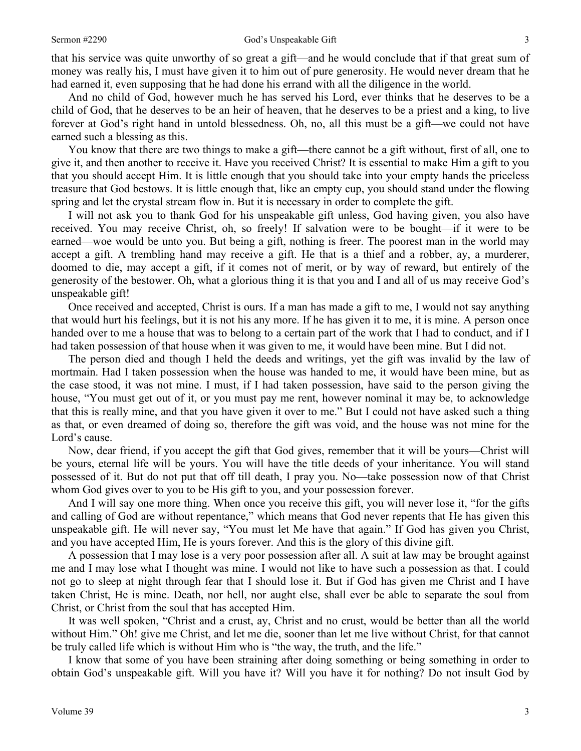that his service was quite unworthy of so great a gift—and he would conclude that if that great sum of money was really his, I must have given it to him out of pure generosity. He would never dream that he had earned it, even supposing that he had done his errand with all the diligence in the world.

And no child of God, however much he has served his Lord, ever thinks that he deserves to be a child of God, that he deserves to be an heir of heaven, that he deserves to be a priest and a king, to live forever at God's right hand in untold blessedness. Oh, no, all this must be a gift—we could not have earned such a blessing as this.

You know that there are two things to make a gift—there cannot be a gift without, first of all, one to give it, and then another to receive it. Have you received Christ? It is essential to make Him a gift to you that you should accept Him. It is little enough that you should take into your empty hands the priceless treasure that God bestows. It is little enough that, like an empty cup, you should stand under the flowing spring and let the crystal stream flow in. But it is necessary in order to complete the gift.

I will not ask you to thank God for his unspeakable gift unless, God having given, you also have received. You may receive Christ, oh, so freely! If salvation were to be bought—if it were to be earned—woe would be unto you. But being a gift, nothing is freer. The poorest man in the world may accept a gift. A trembling hand may receive a gift. He that is a thief and a robber, ay, a murderer, doomed to die, may accept a gift, if it comes not of merit, or by way of reward, but entirely of the generosity of the bestower. Oh, what a glorious thing it is that you and I and all of us may receive God's unspeakable gift!

Once received and accepted, Christ is ours. If a man has made a gift to me, I would not say anything that would hurt his feelings, but it is not his any more. If he has given it to me, it is mine. A person once handed over to me a house that was to belong to a certain part of the work that I had to conduct, and if I had taken possession of that house when it was given to me, it would have been mine. But I did not.

The person died and though I held the deeds and writings, yet the gift was invalid by the law of mortmain. Had I taken possession when the house was handed to me, it would have been mine, but as the case stood, it was not mine. I must, if I had taken possession, have said to the person giving the house, "You must get out of it, or you must pay me rent, however nominal it may be, to acknowledge that this is really mine, and that you have given it over to me." But I could not have asked such a thing as that, or even dreamed of doing so, therefore the gift was void, and the house was not mine for the Lord's cause.

Now, dear friend, if you accept the gift that God gives, remember that it will be yours—Christ will be yours, eternal life will be yours. You will have the title deeds of your inheritance. You will stand possessed of it. But do not put that off till death, I pray you. No—take possession now of that Christ whom God gives over to you to be His gift to you, and your possession forever.

And I will say one more thing. When once you receive this gift, you will never lose it, "for the gifts and calling of God are without repentance," which means that God never repents that He has given this unspeakable gift. He will never say, "You must let Me have that again." If God has given you Christ, and you have accepted Him, He is yours forever. And this is the glory of this divine gift.

A possession that I may lose is a very poor possession after all. A suit at law may be brought against me and I may lose what I thought was mine. I would not like to have such a possession as that. I could not go to sleep at night through fear that I should lose it. But if God has given me Christ and I have taken Christ, He is mine. Death, nor hell, nor aught else, shall ever be able to separate the soul from Christ, or Christ from the soul that has accepted Him.

It was well spoken, "Christ and a crust, ay, Christ and no crust, would be better than all the world without Him." Oh! give me Christ, and let me die, sooner than let me live without Christ, for that cannot be truly called life which is without Him who is "the way, the truth, and the life."

I know that some of you have been straining after doing something or being something in order to obtain God's unspeakable gift. Will you have it? Will you have it for nothing? Do not insult God by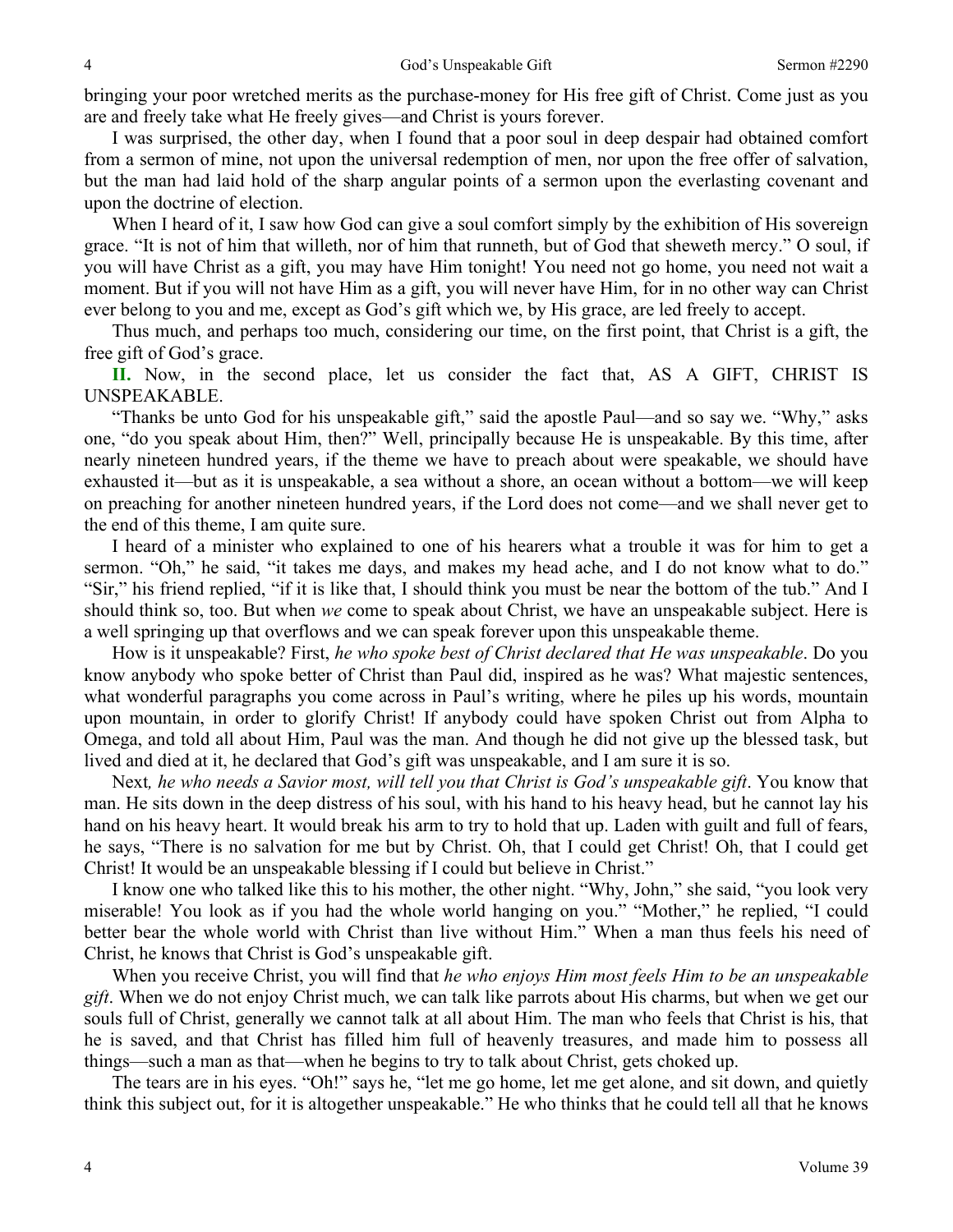bringing your poor wretched merits as the purchase-money for His free gift of Christ. Come just as you are and freely take what He freely gives—and Christ is yours forever.

I was surprised, the other day, when I found that a poor soul in deep despair had obtained comfort from a sermon of mine, not upon the universal redemption of men, nor upon the free offer of salvation, but the man had laid hold of the sharp angular points of a sermon upon the everlasting covenant and upon the doctrine of election.

When I heard of it, I saw how God can give a soul comfort simply by the exhibition of His sovereign grace. "It is not of him that willeth, nor of him that runneth, but of God that sheweth mercy." O soul, if you will have Christ as a gift, you may have Him tonight! You need not go home, you need not wait a moment. But if you will not have Him as a gift, you will never have Him, for in no other way can Christ ever belong to you and me, except as God's gift which we, by His grace, are led freely to accept.

Thus much, and perhaps too much, considering our time, on the first point, that Christ is a gift, the free gift of God's grace.

**II.** Now, in the second place, let us consider the fact that, AS A GIFT, CHRIST IS UNSPEAKABLE.

"Thanks be unto God for his unspeakable gift," said the apostle Paul—and so say we. "Why," asks one, "do you speak about Him, then?" Well, principally because He is unspeakable. By this time, after nearly nineteen hundred years, if the theme we have to preach about were speakable, we should have exhausted it—but as it is unspeakable, a sea without a shore, an ocean without a bottom—we will keep on preaching for another nineteen hundred years, if the Lord does not come—and we shall never get to the end of this theme, I am quite sure.

I heard of a minister who explained to one of his hearers what a trouble it was for him to get a sermon. "Oh," he said, "it takes me days, and makes my head ache, and I do not know what to do." "Sir," his friend replied, "if it is like that, I should think you must be near the bottom of the tub." And I should think so, too. But when *we* come to speak about Christ, we have an unspeakable subject. Here is a well springing up that overflows and we can speak forever upon this unspeakable theme.

How is it unspeakable? First, *he who spoke best of Christ declared that He was unspeakable*. Do you know anybody who spoke better of Christ than Paul did, inspired as he was? What majestic sentences, what wonderful paragraphs you come across in Paul's writing, where he piles up his words, mountain upon mountain, in order to glorify Christ! If anybody could have spoken Christ out from Alpha to Omega, and told all about Him, Paul was the man. And though he did not give up the blessed task, but lived and died at it, he declared that God's gift was unspeakable, and I am sure it is so.

Next*, he who needs a Savior most, will tell you that Christ is God's unspeakable gift*. You know that man. He sits down in the deep distress of his soul, with his hand to his heavy head, but he cannot lay his hand on his heavy heart. It would break his arm to try to hold that up. Laden with guilt and full of fears, he says, "There is no salvation for me but by Christ. Oh, that I could get Christ! Oh, that I could get Christ! It would be an unspeakable blessing if I could but believe in Christ."

I know one who talked like this to his mother, the other night. "Why, John," she said, "you look very miserable! You look as if you had the whole world hanging on you." "Mother," he replied, "I could better bear the whole world with Christ than live without Him." When a man thus feels his need of Christ, he knows that Christ is God's unspeakable gift.

When you receive Christ, you will find that *he who enjoys Him most feels Him to be an unspeakable gift*. When we do not enjoy Christ much, we can talk like parrots about His charms, but when we get our souls full of Christ, generally we cannot talk at all about Him. The man who feels that Christ is his, that he is saved, and that Christ has filled him full of heavenly treasures, and made him to possess all things—such a man as that—when he begins to try to talk about Christ, gets choked up.

The tears are in his eyes. "Oh!" says he, "let me go home, let me get alone, and sit down, and quietly think this subject out, for it is altogether unspeakable." He who thinks that he could tell all that he knows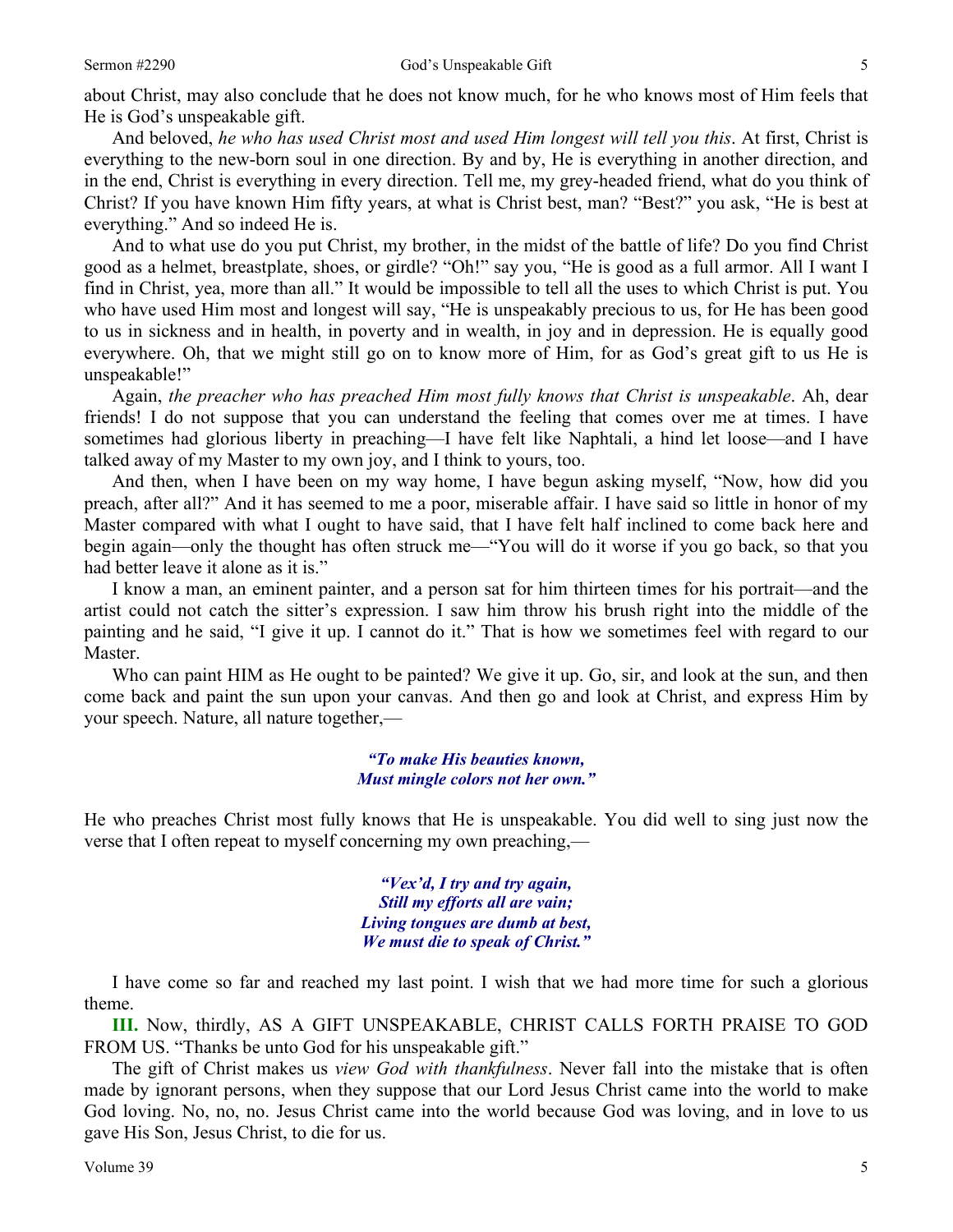about Christ, may also conclude that he does not know much, for he who knows most of Him feels that He is God's unspeakable gift.

And beloved, *he who has used Christ most and used Him longest will tell you this*. At first, Christ is everything to the new-born soul in one direction. By and by, He is everything in another direction, and in the end, Christ is everything in every direction. Tell me, my grey-headed friend, what do you think of Christ? If you have known Him fifty years, at what is Christ best, man? "Best?" you ask, "He is best at everything." And so indeed He is.

And to what use do you put Christ, my brother, in the midst of the battle of life? Do you find Christ good as a helmet, breastplate, shoes, or girdle? "Oh!" say you, "He is good as a full armor. All I want I find in Christ, yea, more than all." It would be impossible to tell all the uses to which Christ is put. You who have used Him most and longest will say, "He is unspeakably precious to us, for He has been good to us in sickness and in health, in poverty and in wealth, in joy and in depression. He is equally good everywhere. Oh, that we might still go on to know more of Him, for as God's great gift to us He is unspeakable!"

Again, *the preacher who has preached Him most fully knows that Christ is unspeakable*. Ah, dear friends! I do not suppose that you can understand the feeling that comes over me at times. I have sometimes had glorious liberty in preaching—I have felt like Naphtali, a hind let loose—and I have talked away of my Master to my own joy, and I think to yours, too.

And then, when I have been on my way home, I have begun asking myself, "Now, how did you preach, after all?" And it has seemed to me a poor, miserable affair. I have said so little in honor of my Master compared with what I ought to have said, that I have felt half inclined to come back here and begin again—only the thought has often struck me—"You will do it worse if you go back, so that you had better leave it alone as it is."

I know a man, an eminent painter, and a person sat for him thirteen times for his portrait—and the artist could not catch the sitter's expression. I saw him throw his brush right into the middle of the painting and he said, "I give it up. I cannot do it." That is how we sometimes feel with regard to our Master.

Who can paint HIM as He ought to be painted? We give it up. Go, sir, and look at the sun, and then come back and paint the sun upon your canvas. And then go and look at Christ, and express Him by your speech. Nature, all nature together,—

> ***"To make His beauties known,***
> ***Must mingle colors not her own."***

He who preaches Christ most fully knows that He is unspeakable. You did well to sing just now the verse that I often repeat to myself concerning my own preaching,—

> ***"Vex'd, I try and try again,***
> ***Still my efforts all are vain;***
> ***Living tongues are dumb at best,***
> ***We must die to speak of Christ."***

I have come so far and reached my last point. I wish that we had more time for such a glorious theme.

**III.** Now, thirdly, AS A GIFT UNSPEAKABLE, CHRIST CALLS FORTH PRAISE TO GOD FROM US. "Thanks be unto God for his unspeakable gift."

The gift of Christ makes us *view God with thankfulness*. Never fall into the mistake that is often made by ignorant persons, when they suppose that our Lord Jesus Christ came into the world to make God loving. No, no, no. Jesus Christ came into the world because God was loving, and in love to us gave His Son, Jesus Christ, to die for us.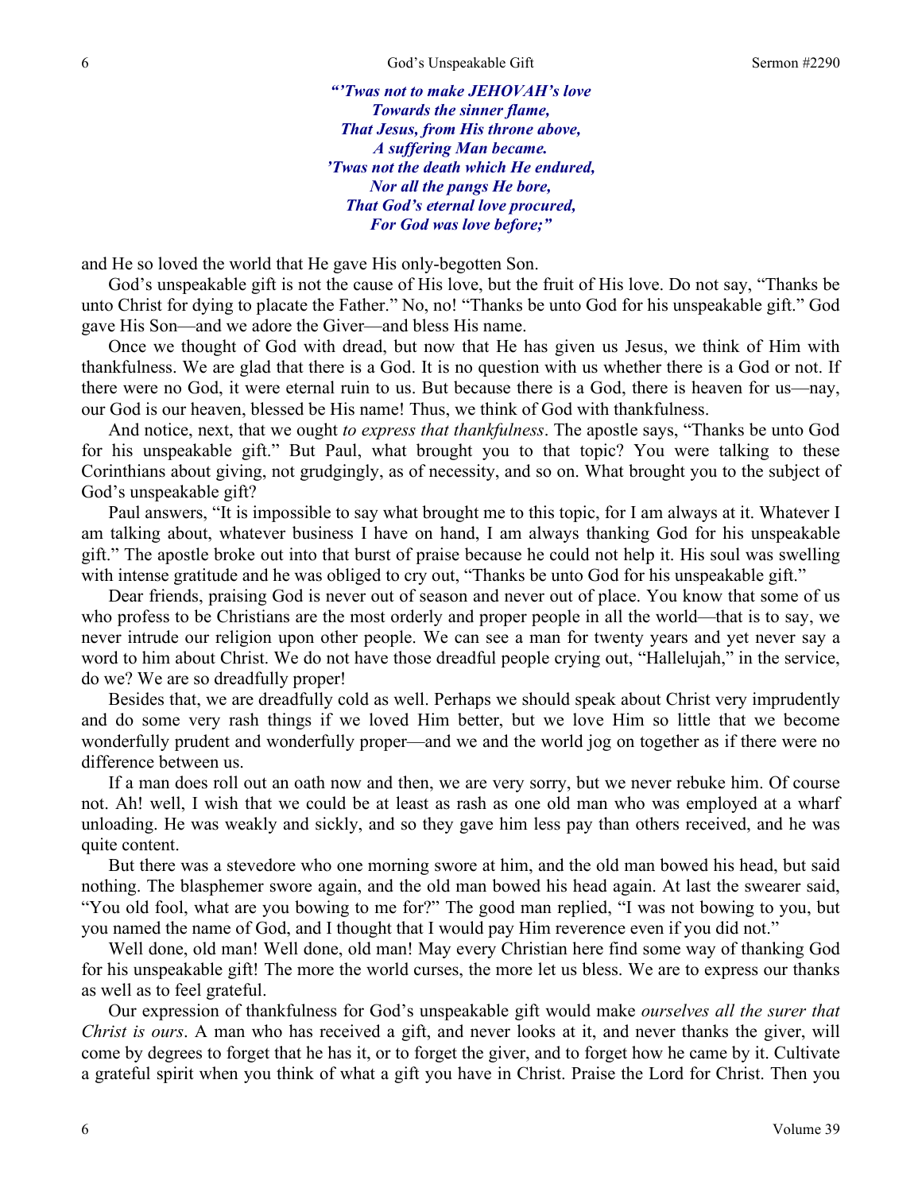***"'Twas not to make JEHOVAH's love***
***Towards the sinner flame,***
***That Jesus, from His throne above,***
***A suffering Man became.***
***'Twas not the death which He endured,***
***Nor all the pangs He bore,***
***That God's eternal love procured,***
***For God was love before;"***

and He so loved the world that He gave His only-begotten Son.

God's unspeakable gift is not the cause of His love, but the fruit of His love. Do not say, "Thanks be unto Christ for dying to placate the Father." No, no! "Thanks be unto God for his unspeakable gift." God gave His Son—and we adore the Giver—and bless His name.

Once we thought of God with dread, but now that He has given us Jesus, we think of Him with thankfulness. We are glad that there is a God. It is no question with us whether there is a God or not. If there were no God, it were eternal ruin to us. But because there is a God, there is heaven for us—nay, our God is our heaven, blessed be His name! Thus, we think of God with thankfulness.

And notice, next, that we ought *to express that thankfulness*. The apostle says, "Thanks be unto God for his unspeakable gift." But Paul, what brought you to that topic? You were talking to these Corinthians about giving, not grudgingly, as of necessity, and so on. What brought you to the subject of God's unspeakable gift?

Paul answers, "It is impossible to say what brought me to this topic, for I am always at it. Whatever I am talking about, whatever business I have on hand, I am always thanking God for his unspeakable gift." The apostle broke out into that burst of praise because he could not help it. His soul was swelling with intense gratitude and he was obliged to cry out, "Thanks be unto God for his unspeakable gift."

Dear friends, praising God is never out of season and never out of place. You know that some of us who profess to be Christians are the most orderly and proper people in all the world—that is to say, we never intrude our religion upon other people. We can see a man for twenty years and yet never say a word to him about Christ. We do not have those dreadful people crying out, "Hallelujah," in the service, do we? We are so dreadfully proper!

Besides that, we are dreadfully cold as well. Perhaps we should speak about Christ very imprudently and do some very rash things if we loved Him better, but we love Him so little that we become wonderfully prudent and wonderfully proper—and we and the world jog on together as if there were no difference between us.

If a man does roll out an oath now and then, we are very sorry, but we never rebuke him. Of course not. Ah! well, I wish that we could be at least as rash as one old man who was employed at a wharf unloading. He was weakly and sickly, and so they gave him less pay than others received, and he was quite content.

But there was a stevedore who one morning swore at him, and the old man bowed his head, but said nothing. The blasphemer swore again, and the old man bowed his head again. At last the swearer said, "You old fool, what are you bowing to me for?" The good man replied, "I was not bowing to you, but you named the name of God, and I thought that I would pay Him reverence even if you did not."

Well done, old man! Well done, old man! May every Christian here find some way of thanking God for his unspeakable gift! The more the world curses, the more let us bless. We are to express our thanks as well as to feel grateful.

Our expression of thankfulness for God's unspeakable gift would make *ourselves all the surer that Christ is ours*. A man who has received a gift, and never looks at it, and never thanks the giver, will come by degrees to forget that he has it, or to forget the giver, and to forget how he came by it. Cultivate a grateful spirit when you think of what a gift you have in Christ. Praise the Lord for Christ. Then you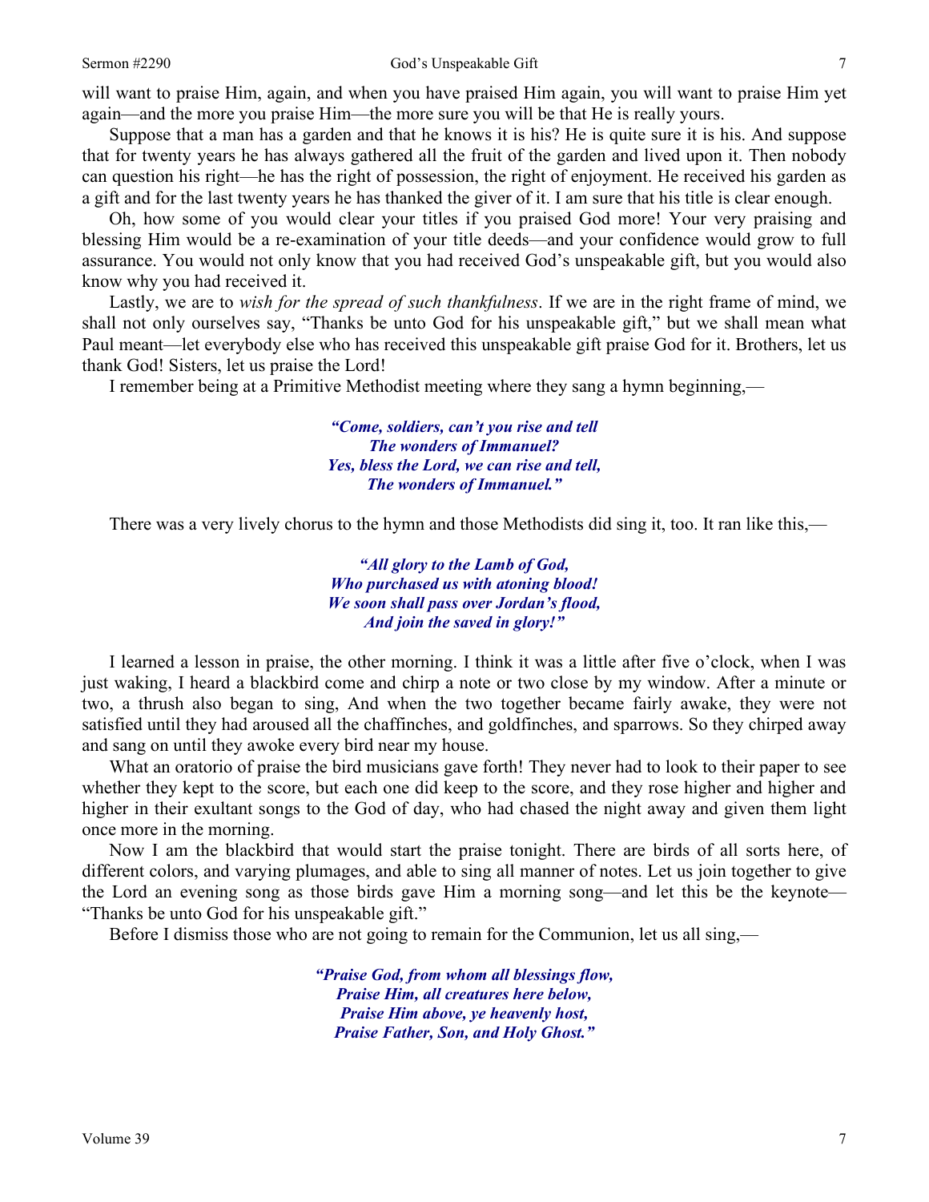will want to praise Him, again, and when you have praised Him again, you will want to praise Him yet again—and the more you praise Him—the more sure you will be that He is really yours.

Suppose that a man has a garden and that he knows it is his? He is quite sure it is his. And suppose that for twenty years he has always gathered all the fruit of the garden and lived upon it. Then nobody can question his right—he has the right of possession, the right of enjoyment. He received his garden as a gift and for the last twenty years he has thanked the giver of it. I am sure that his title is clear enough.

Oh, how some of you would clear your titles if you praised God more! Your very praising and blessing Him would be a re-examination of your title deeds—and your confidence would grow to full assurance. You would not only know that you had received God's unspeakable gift, but you would also know why you had received it.

Lastly, we are to *wish for the spread of such thankfulness*. If we are in the right frame of mind, we shall not only ourselves say, "Thanks be unto God for his unspeakable gift," but we shall mean what Paul meant—let everybody else who has received this unspeakable gift praise God for it. Brothers, let us thank God! Sisters, let us praise the Lord!

I remember being at a Primitive Methodist meeting where they sang a hymn beginning,—

> ***"Come, soldiers, can't you rise and tell***
> ***The wonders of Immanuel?***
> ***Yes, bless the Lord, we can rise and tell,***
> ***The wonders of Immanuel."***

There was a very lively chorus to the hymn and those Methodists did sing it, too. It ran like this,—

> ***"All glory to the Lamb of God,***
> ***Who purchased us with atoning blood!***
> ***We soon shall pass over Jordan's flood,***
> ***And join the saved in glory!"***

I learned a lesson in praise, the other morning. I think it was a little after five o'clock, when I was just waking, I heard a blackbird come and chirp a note or two close by my window. After a minute or two, a thrush also began to sing, And when the two together became fairly awake, they were not satisfied until they had aroused all the chaffinches, and goldfinches, and sparrows. So they chirped away and sang on until they awoke every bird near my house.

What an oratorio of praise the bird musicians gave forth! They never had to look to their paper to see whether they kept to the score, but each one did keep to the score, and they rose higher and higher and higher in their exultant songs to the God of day, who had chased the night away and given them light once more in the morning.

Now I am the blackbird that would start the praise tonight. There are birds of all sorts here, of different colors, and varying plumages, and able to sing all manner of notes. Let us join together to give the Lord an evening song as those birds gave Him a morning song—and let this be the keynote—"Thanks be unto God for his unspeakable gift."

Before I dismiss those who are not going to remain for the Communion, let us all sing,—

> ***"Praise God, from whom all blessings flow,***
> ***Praise Him, all creatures here below,***
> ***Praise Him above, ye heavenly host,***
> ***Praise Father, Son, and Holy Ghost."***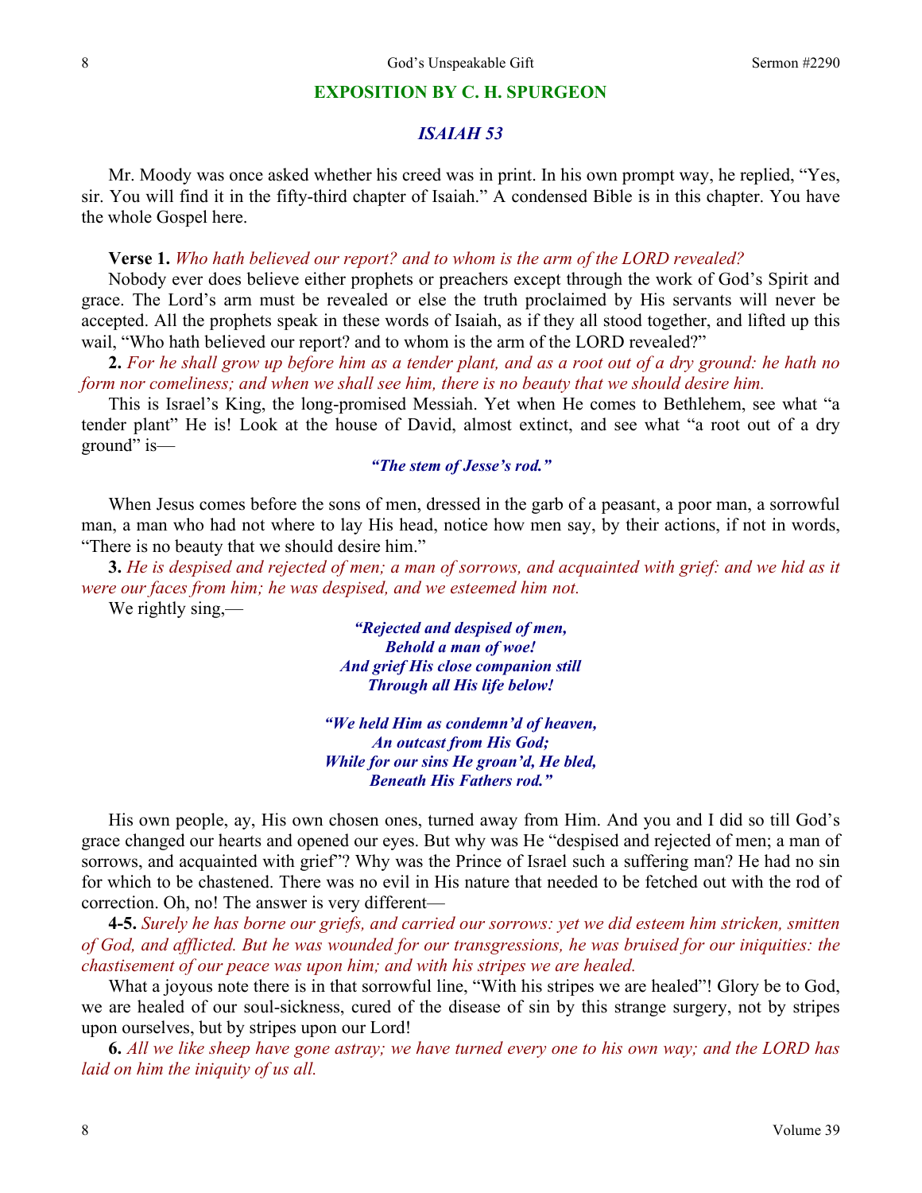## EXPOSITION BY C. H. SPURGEON

### *ISAIAH 53*

Mr. Moody was once asked whether his creed was in print. In his own prompt way, he replied, "Yes, sir. You will find it in the fifty-third chapter of Isaiah." A condensed Bible is in this chapter. You have the whole Gospel here.

**Verse 1.** *Who hath believed our report? and to whom is the arm of the LORD revealed?*

Nobody ever does believe either prophets or preachers except through the work of God's Spirit and grace. The Lord's arm must be revealed or else the truth proclaimed by His servants will never be accepted. All the prophets speak in these words of Isaiah, as if they all stood together, and lifted up this wail, "Who hath believed our report? and to whom is the arm of the LORD revealed?"

**2.** *For he shall grow up before him as a tender plant, and as a root out of a dry ground: he hath no form nor comeliness; and when we shall see him, there is no beauty that we should desire him.*

This is Israel's King, the long-promised Messiah. Yet when He comes to Bethlehem, see what "a tender plant" He is! Look at the house of David, almost extinct, and see what "a root out of a dry ground" is—

***"The stem of Jesse's rod."***

When Jesus comes before the sons of men, dressed in the garb of a peasant, a poor man, a sorrowful man, a man who had not where to lay His head, notice how men say, by their actions, if not in words, "There is no beauty that we should desire him."

**3.** *He is despised and rejected of men; a man of sorrows, and acquainted with grief: and we hid as it were our faces from him; he was despised, and we esteemed him not.*

We rightly sing,—

***"Rejected and despised of men,***
***Behold a man of woe!***
***And grief His close companion still***
***Through all His life below!***

***"We held Him as condemn'd of heaven,***
***An outcast from His God;***
***While for our sins He groan'd, He bled,***
***Beneath His Fathers rod."***

His own people, ay, His own chosen ones, turned away from Him. And you and I did so till God's grace changed our hearts and opened our eyes. But why was He "despised and rejected of men; a man of sorrows, and acquainted with grief"? Why was the Prince of Israel such a suffering man? He had no sin for which to be chastened. There was no evil in His nature that needed to be fetched out with the rod of correction. Oh, no! The answer is very different—

**4-5.** *Surely he has borne our griefs, and carried our sorrows: yet we did esteem him stricken, smitten of God, and afflicted. But he was wounded for our transgressions, he was bruised for our iniquities: the chastisement of our peace was upon him; and with his stripes we are healed.*

What a joyous note there is in that sorrowful line, "With his stripes we are healed"! Glory be to God, we are healed of our soul-sickness, cured of the disease of sin by this strange surgery, not by stripes upon ourselves, but by stripes upon our Lord!

**6.** *All we like sheep have gone astray; we have turned every one to his own way; and the LORD has laid on him the iniquity of us all.*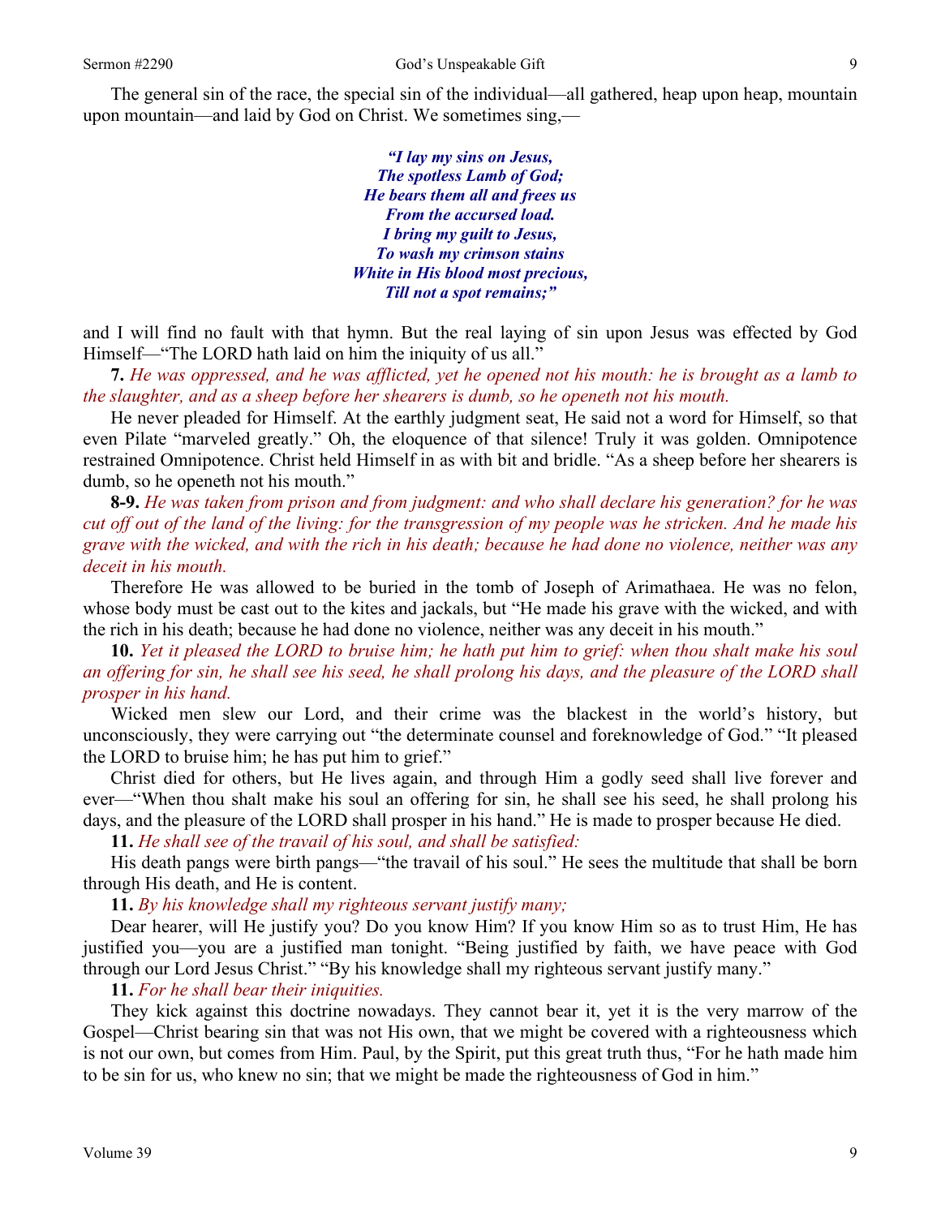The general sin of the race, the special sin of the individual—all gathered, heap upon heap, mountain upon mountain—and laid by God on Christ. We sometimes sing,—

> ***"I lay my sins on Jesus,***
> ***The spotless Lamb of God;***
> ***He bears them all and frees us***
> ***From the accursed load.***
> ***I bring my guilt to Jesus,***
> ***To wash my crimson stains***
> ***White in His blood most precious,***
> ***Till not a spot remains;"***

and I will find no fault with that hymn. But the real laying of sin upon Jesus was effected by God Himself—"The LORD hath laid on him the iniquity of us all."

**7.** *He was oppressed, and he was afflicted, yet he opened not his mouth: he is brought as a lamb to the slaughter, and as a sheep before her shearers is dumb, so he openeth not his mouth.*

He never pleaded for Himself. At the earthly judgment seat, He said not a word for Himself, so that even Pilate "marveled greatly." Oh, the eloquence of that silence! Truly it was golden. Omnipotence restrained Omnipotence. Christ held Himself in as with bit and bridle. "As a sheep before her shearers is dumb, so he openeth not his mouth."

**8-9.** *He was taken from prison and from judgment: and who shall declare his generation? for he was cut off out of the land of the living: for the transgression of my people was he stricken. And he made his grave with the wicked, and with the rich in his death; because he had done no violence, neither was any deceit in his mouth.*

Therefore He was allowed to be buried in the tomb of Joseph of Arimathaea. He was no felon, whose body must be cast out to the kites and jackals, but "He made his grave with the wicked, and with the rich in his death; because he had done no violence, neither was any deceit in his mouth."

**10.** *Yet it pleased the LORD to bruise him; he hath put him to grief: when thou shalt make his soul an offering for sin, he shall see his seed, he shall prolong his days, and the pleasure of the LORD shall prosper in his hand.*

Wicked men slew our Lord, and their crime was the blackest in the world's history, but unconsciously, they were carrying out "the determinate counsel and foreknowledge of God." "It pleased the LORD to bruise him; he has put him to grief."

Christ died for others, but He lives again, and through Him a godly seed shall live forever and ever—"When thou shalt make his soul an offering for sin, he shall see his seed, he shall prolong his days, and the pleasure of the LORD shall prosper in his hand." He is made to prosper because He died.

**11.** *He shall see of the travail of his soul, and shall be satisfied:*

His death pangs were birth pangs—"the travail of his soul." He sees the multitude that shall be born through His death, and He is content.

**11.** *By his knowledge shall my righteous servant justify many;*

Dear hearer, will He justify you? Do you know Him? If you know Him so as to trust Him, He has justified you—you are a justified man tonight. "Being justified by faith, we have peace with God through our Lord Jesus Christ." "By his knowledge shall my righteous servant justify many."

**11.** *For he shall bear their iniquities.*

They kick against this doctrine nowadays. They cannot bear it, yet it is the very marrow of the Gospel—Christ bearing sin that was not His own, that we might be covered with a righteousness which is not our own, but comes from Him. Paul, by the Spirit, put this great truth thus, "For he hath made him to be sin for us, who knew no sin; that we might be made the righteousness of God in him."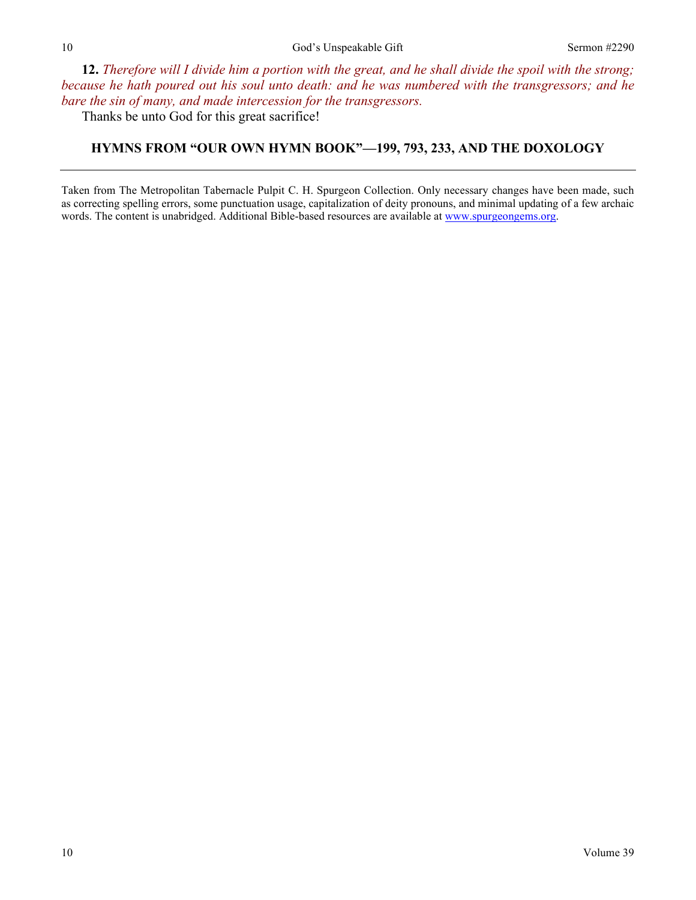**12.** *Therefore will I divide him a portion with the great, and he shall divide the spoil with the strong; because he hath poured out his soul unto death: and he was numbered with the transgressors; and he bare the sin of many, and made intercession for the transgressors.*

Thanks be unto God for this great sacrifice!

## HYMNS FROM "OUR OWN HYMN BOOK"—199, 793, 233, AND THE DOXOLOGY

---

Taken from The Metropolitan Tabernacle Pulpit C. H. Spurgeon Collection. Only necessary changes have been made, such as correcting spelling errors, some punctuation usage, capitalization of deity pronouns, and minimal updating of a few archaic words. The content is unabridged. Additional Bible-based resources are available at www.spurgeongems.org.